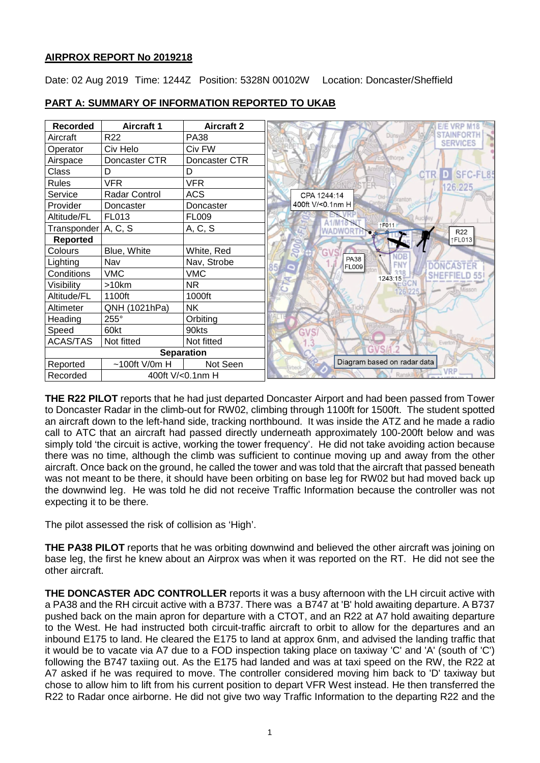## AIRPROX REPORT No 2019218

Date: 02 Aug 2019 Time: 1244Z Position: 5328N 00102W Location: Doncaster/Sheffield

## PART A: SUMMARY OF INFORMATION REPORTED TO UKAB

| Recorded | Aircraft 1 | Aircraft 2 |
|---|---|---|
| Aircraft | R22 | PA38 |
| Operator | Civ Helo | Civ FW |
| Airspace | Doncaster CTR | Doncaster CTR |
| Class | D | D |
| Rules | VFR | VFR |
| Service | Radar Control | ACS |
| Provider | Doncaster | Doncaster |
| Altitude/FL | FL013 | FL009 |
| Transponder | A, C, S | A, C, S |
| **Reported** | | |
| Colours | Blue, White | White, Red |
| Lighting | Nav | Nav, Strobe |
| Conditions | VMC | VMC |
| Visibility | >10km | NR |
| Altitude/FL | 1100ft | 1000ft |
| Altimeter | QNH (1021hPa) | NK |
| Heading | 255° | Orbiting |
| Speed | 60kt | 90kts |
| ACAS/TAS | Not fitted | Not fitted |
| **Separation** | | |
| Reported | ~100ft V/0m H | Not Seen |
| Recorded | 400ft V/<0.1nm H | |

CPA 1244:14 400ft V/<0.1nm H

Diagram based on radar data

**THE R22 PILOT** reports that he had just departed Doncaster Airport and had been passed from Tower to Doncaster Radar in the climb-out for RW02, climbing through 1100ft for 1500ft. The student spotted an aircraft down to the left-hand side, tracking northbound. It was inside the ATZ and he made a radio call to ATC that an aircraft had passed directly underneath approximately 100-200ft below and was simply told 'the circuit is active, working the tower frequency'. He did not take avoiding action because there was no time, although the climb was sufficient to continue moving up and away from the other aircraft. Once back on the ground, he called the tower and was told that the aircraft that passed beneath was not meant to be there, it should have been orbiting on base leg for RW02 but had moved back up the downwind leg. He was told he did not receive Traffic Information because the controller was not expecting it to be there.

The pilot assessed the risk of collision as 'High'.

**THE PA38 PILOT** reports that he was orbiting downwind and believed the other aircraft was joining on base leg, the first he knew about an Airprox was when it was reported on the RT. He did not see the other aircraft.

**THE DONCASTER ADC CONTROLLER** reports it was a busy afternoon with the LH circuit active with a PA38 and the RH circuit active with a B737. There was a B747 at 'B' hold awaiting departure. A B737 pushed back on the main apron for departure with a CTOT, and an R22 at A7 hold awaiting departure to the West. He had instructed both circuit-traffic aircraft to orbit to allow for the departures and an inbound E175 to land. He cleared the E175 to land at approx 6nm, and advised the landing traffic that it would be to vacate via A7 due to a FOD inspection taking place on taxiway 'C' and 'A' (south of 'C') following the B747 taxiing out. As the E175 had landed and was at taxi speed on the RW, the R22 at A7 asked if he was required to move. The controller considered moving him back to 'D' taxiway but chose to allow him to lift from his current position to depart VFR West instead. He then transferred the R22 to Radar once airborne. He did not give two way Traffic Information to the departing R22 and the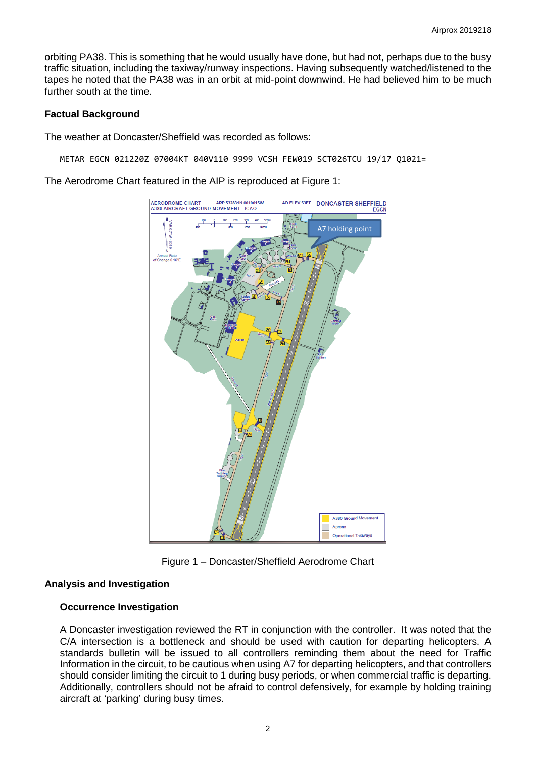orbiting PA38. This is something that he would usually have done, but had not, perhaps due to the busy traffic situation, including the taxiway/runway inspections. Having subsequently watched/listened to the tapes he noted that the PA38 was in an orbit at mid-point downwind. He had believed him to be much further south at the time.

**Factual Background**

The weather at Doncaster/Sheffield was recorded as follows:

```
METAR EGCN 021220Z 07004KT 040V110 9999 VCSH FEW019 SCT026TCU 19/17 Q1021=
```

The Aerodrome Chart featured in the AIP is reproduced at Figure 1:

Figure 1 – Doncaster/Sheffield Aerodrome Chart

**Analysis and Investigation**

**Occurrence Investigation**

A Doncaster investigation reviewed the RT in conjunction with the controller. It was noted that the C/A intersection is a bottleneck and should be used with caution for departing helicopters. A standards bulletin will be issued to all controllers reminding them about the need for Traffic Information in the circuit, to be cautious when using A7 for departing helicopters, and that controllers should consider limiting the circuit to 1 during busy periods, or when commercial traffic is departing. Additionally, controllers should not be afraid to control defensively, for example by holding training aircraft at 'parking' during busy times.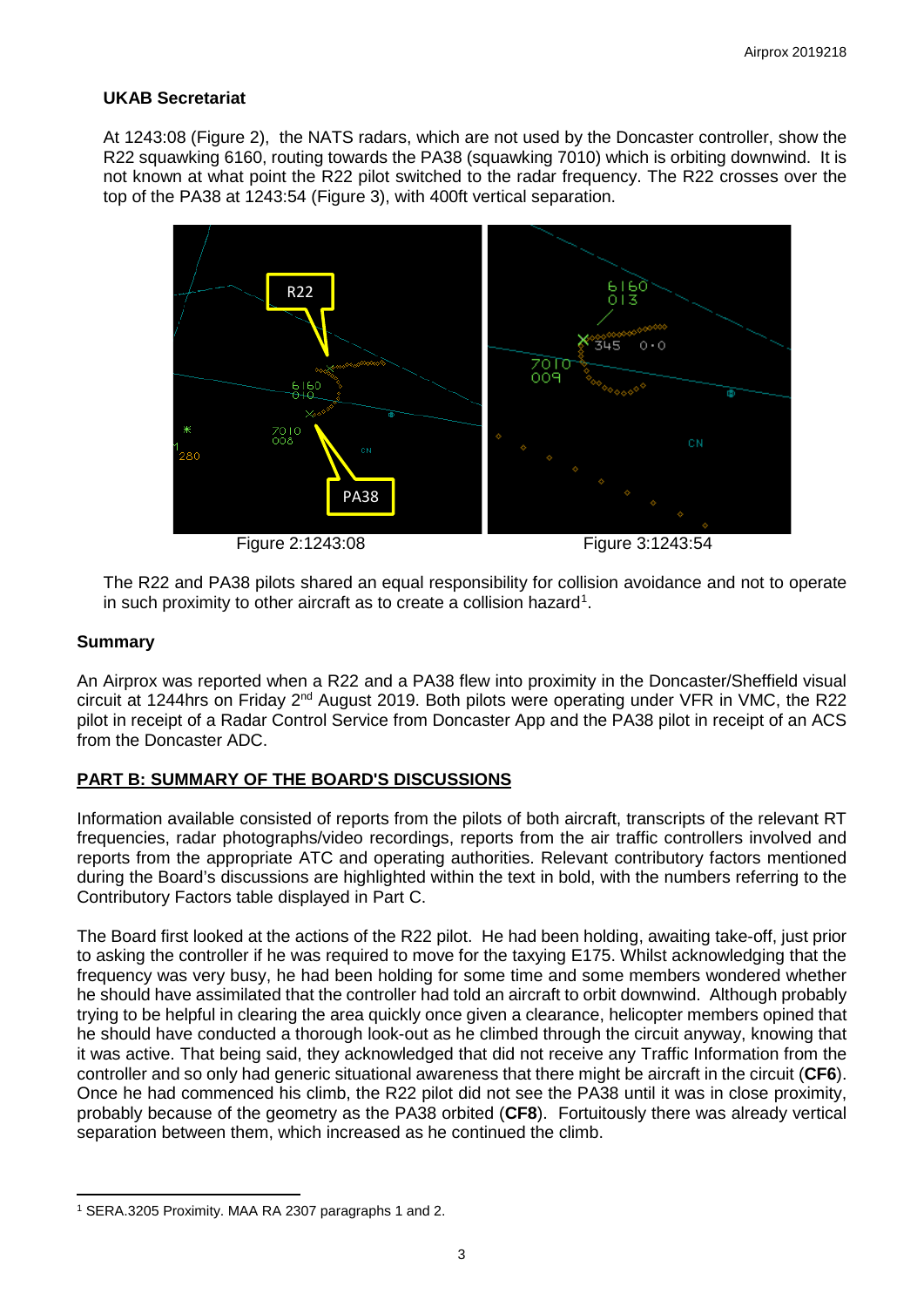**UKAB Secretariat**

At 1243:08 (Figure 2), the NATS radars, which are not used by the Doncaster controller, show the R22 squawking 6160, routing towards the PA38 (squawking 7010) which is orbiting downwind. It is not known at what point the R22 pilot switched to the radar frequency. The R22 crosses over the top of the PA38 at 1243:54 (Figure 3), with 400ft vertical separation.

Figure 2:1243:08 Figure 3:1243:54

The R22 and PA38 pilots shared an equal responsibility for collision avoidance and not to operate in such proximity to other aircraft as to create a collision hazard[1].

## Summary

An Airprox was reported when a R22 and a PA38 flew into proximity in the Doncaster/Sheffield visual circuit at 1244hrs on Friday 2nd August 2019. Both pilots were operating under VFR in VMC, the R22 pilot in receipt of a Radar Control Service from Doncaster App and the PA38 pilot in receipt of an ACS from the Doncaster ADC.

## PART B: SUMMARY OF THE BOARD'S DISCUSSIONS

Information available consisted of reports from the pilots of both aircraft, transcripts of the relevant RT frequencies, radar photographs/video recordings, reports from the air traffic controllers involved and reports from the appropriate ATC and operating authorities. Relevant contributory factors mentioned during the Board's discussions are highlighted within the text in bold, with the numbers referring to the Contributory Factors table displayed in Part C.

The Board first looked at the actions of the R22 pilot. He had been holding, awaiting take-off, just prior to asking the controller if he was required to move for the taxying E175. Whilst acknowledging that the frequency was very busy, he had been holding for some time and some members wondered whether he should have assimilated that the controller had told an aircraft to orbit downwind. Although probably trying to be helpful in clearing the area quickly once given a clearance, helicopter members opined that he should have conducted a thorough look-out as he climbed through the circuit anyway, knowing that it was active. That being said, they acknowledged that did not receive any Traffic Information from the controller and so only had generic situational awareness that there might be aircraft in the circuit (**CF6**). Once he had commenced his climb, the R22 pilot did not see the PA38 until it was in close proximity, probably because of the geometry as the PA38 orbited (**CF8**). Fortuitously there was already vertical separation between them, which increased as he continued the climb.

[1] SERA.3205 Proximity. MAA RA 2307 paragraphs 1 and 2.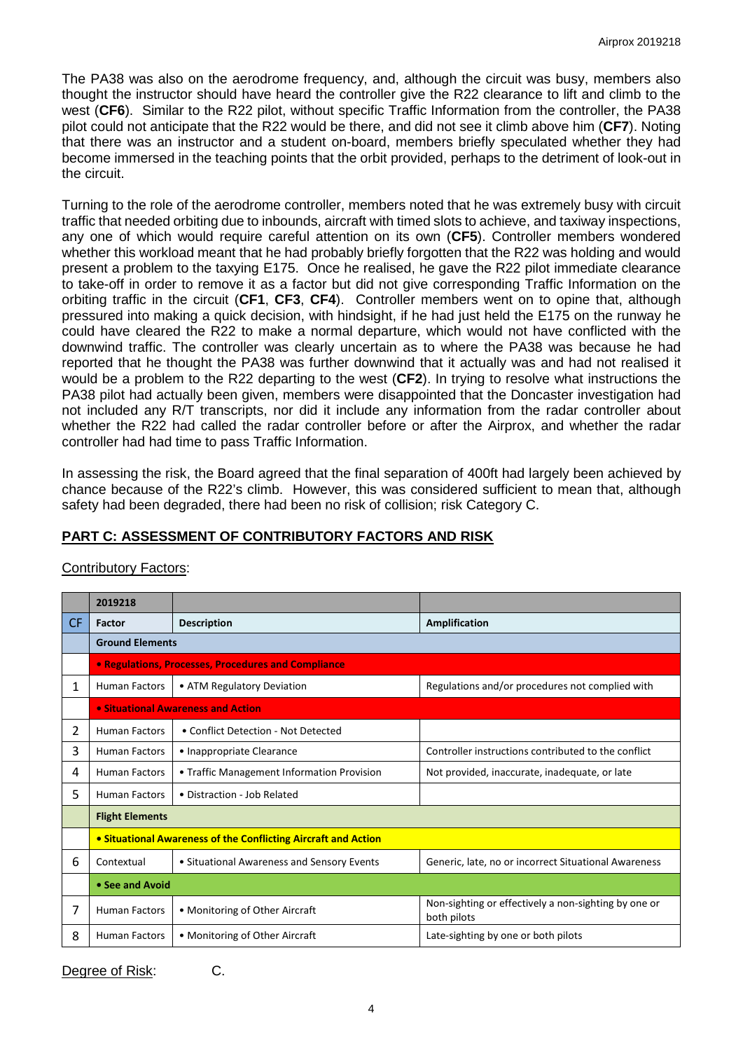The PA38 was also on the aerodrome frequency, and, although the circuit was busy, members also thought the instructor should have heard the controller give the R22 clearance to lift and climb to the west (**CF6**). Similar to the R22 pilot, without specific Traffic Information from the controller, the PA38 pilot could not anticipate that the R22 would be there, and did not see it climb above him (**CF7**). Noting that there was an instructor and a student on-board, members briefly speculated whether they had become immersed in the teaching points that the orbit provided, perhaps to the detriment of look-out in the circuit.

Turning to the role of the aerodrome controller, members noted that he was extremely busy with circuit traffic that needed orbiting due to inbounds, aircraft with timed slots to achieve, and taxiway inspections, any one of which would require careful attention on its own (**CF5**). Controller members wondered whether this workload meant that he had probably briefly forgotten that the R22 was holding and would present a problem to the taxying E175. Once he realised, he gave the R22 pilot immediate clearance to take-off in order to remove it as a factor but did not give corresponding Traffic Information on the orbiting traffic in the circuit (**CF1**, **CF3**, **CF4**). Controller members went on to opine that, although pressured into making a quick decision, with hindsight, if he had just held the E175 on the runway he could have cleared the R22 to make a normal departure, which would not have conflicted with the downwind traffic. The controller was clearly uncertain as to where the PA38 was because he had reported that he thought the PA38 was further downwind that it actually was and had not realised it would be a problem to the R22 departing to the west (**CF2**). In trying to resolve what instructions the PA38 pilot had actually been given, members were disappointed that the Doncaster investigation had not included any R/T transcripts, nor did it include any information from the radar controller about whether the R22 had called the radar controller before or after the Airprox, and whether the radar controller had had time to pass Traffic Information.

In assessing the risk, the Board agreed that the final separation of 400ft had largely been achieved by chance because of the R22's climb. However, this was considered sufficient to mean that, although safety had been degraded, there had been no risk of collision; risk Category C.

## PART C: ASSESSMENT OF CONTRIBUTORY FACTORS AND RISK

Contributory Factors:

| | 2019218 | | |
|---|---|---|---|
| CF | Factor | Description | Amplification |
| | **Ground Elements** | | |
| | **• Regulations, Processes, Procedures and Compliance** | | |
| 1 | Human Factors | • ATM Regulatory Deviation | Regulations and/or procedures not complied with |
| | **• Situational Awareness and Action** | | |
| 2 | Human Factors | • Conflict Detection - Not Detected | |
| 3 | Human Factors | • Inappropriate Clearance | Controller instructions contributed to the conflict |
| 4 | Human Factors | • Traffic Management Information Provision | Not provided, inaccurate, inadequate, or late |
| 5 | Human Factors | • Distraction - Job Related | |
| | **Flight Elements** | | |
| | **• Situational Awareness of the Conflicting Aircraft and Action** | | |
| 6 | Contextual | • Situational Awareness and Sensory Events | Generic, late, no or incorrect Situational Awareness |
| | **• See and Avoid** | | |
| 7 | Human Factors | • Monitoring of Other Aircraft | Non-sighting or effectively a non-sighting by one or both pilots |
| 8 | Human Factors | • Monitoring of Other Aircraft | Late-sighting by one or both pilots |

Degree of Risk: C.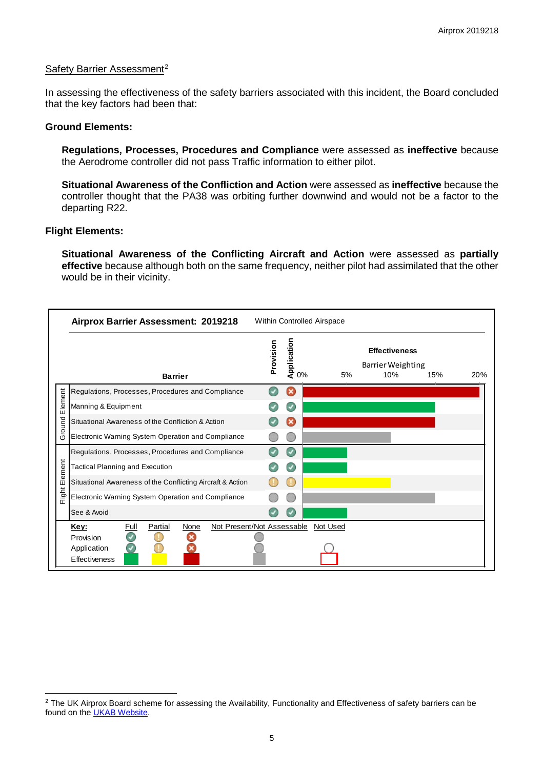Safety Barrier Assessment[2]

In assessing the effectiveness of the safety barriers associated with this incident, the Board concluded that the key factors had been that:

**Ground Elements:**

**Regulations, Processes, Procedures and Compliance** were assessed as **ineffective** because the Aerodrome controller did not pass Traffic information to either pilot.

**Situational Awareness of the Confliction and Action** were assessed as **ineffective** because the controller thought that the PA38 was orbiting further downwind and would not be a factor to the departing R22.

**Flight Elements:**

**Situational Awareness of the Conflicting Aircraft and Action** were assessed as **partially effective** because although both on the same frequency, neither pilot had assimilated that the other would be in their vicinity.

Airprox Barrier Assessment: 2019218

Within Controlled Airspace

Barrier

Provision

Application

Effectiveness

Barrier Weighting

0% 5% 10% 15% 20%

Ground Element

Regulations, Processes, Procedures and Compliance

Manning & Equipment

Situational Awareness of the Confliction & Action

Electronic Warning System Operation and Compliance

Flight Element

Regulations, Processes, Procedures and Compliance

Tactical Planning and Execution

Situational Awareness of the Conflicting Aircraft & Action

Electronic Warning System Operation and Compliance

See & Avoid

Key: Full Partial None Not Present/Not Assessable Not Used

Provision

Application

Effectiveness

---

[2] The UK Airprox Board scheme for assessing the Availability, Functionality and Effectiveness of safety barriers can be found on the UKAB Website.